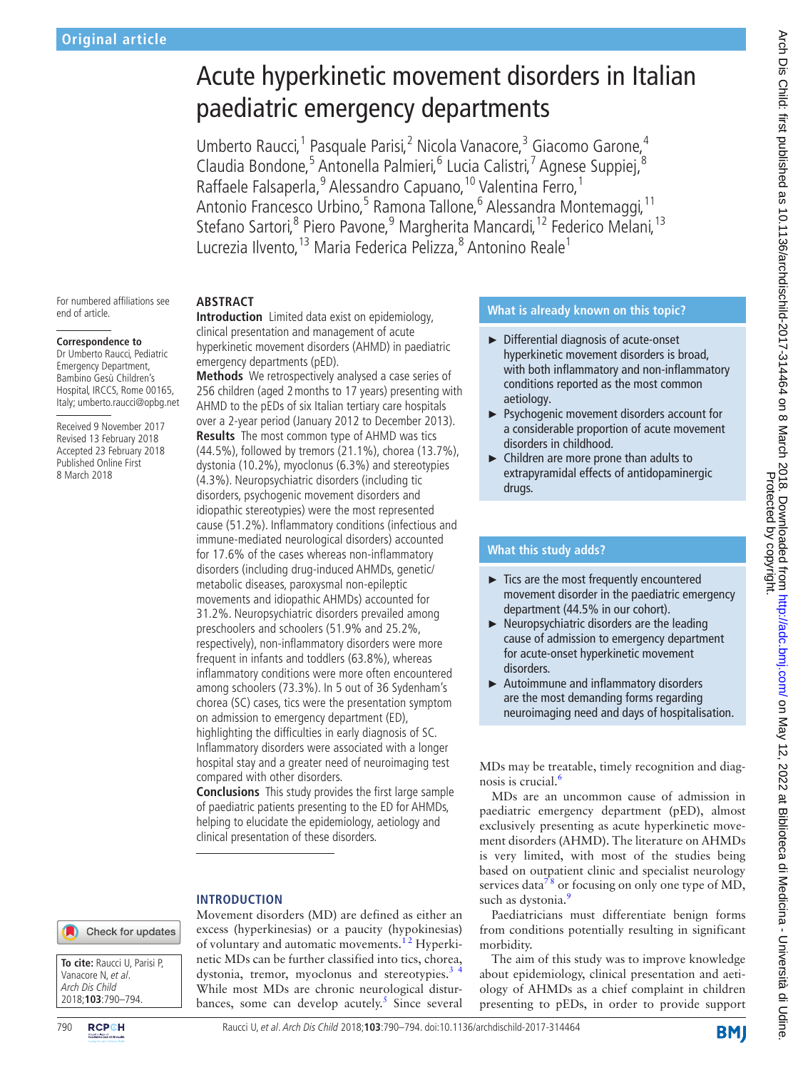Original article

# Acute hyperkinetic movement disorders in Italian paediatric emergency departments

Umberto Raucci,[1] Pasquale Parisi,[2] Nicola Vanacore,[3] Giacomo Garone,[4] Claudia Bondone,[5] Antonella Palmieri,[6] Lucia Calistri,[7] Agnese Suppiej,[8] Raffaele Falsaperla,[9] Alessandro Capuano,[10] Valentina Ferro,[1] Antonio Francesco Urbino,[5] Ramona Tallone,[6] Alessandra Montemaggi,[11] Stefano Sartori,[8] Piero Pavone,[9] Margherita Mancardi,[12] Federico Melani,[13] Lucrezia Ilvento,[13] Maria Federica Pelizza,[8] Antonino Reale[1]

For numbered affiliations see end of article.

**Correspondence to**
Dr Umberto Raucci, Pediatric Emergency Department, Bambino Gesù Children's Hospital, IRCCS, Rome 00165, Italy; umberto.raucci@opbg.net

Received 9 November 2017
Revised 13 February 2018
Accepted 23 February 2018
Published Online First 8 March 2018

**To cite:** Raucci U, Parisi P, Vanacore N, *et al*. *Arch Dis Child* 2018;**103**:790–794.

## ABSTRACT

**Introduction** Limited data exist on epidemiology, clinical presentation and management of acute hyperkinetic movement disorders (AHMD) in paediatric emergency departments (pED).

**Methods** We retrospectively analysed a case series of 256 children (aged 2 months to 17 years) presenting with AHMD to the pEDs of six Italian tertiary care hospitals over a 2-year period (January 2012 to December 2013).

**Results** The most common type of AHMD was tics (44.5%), followed by tremors (21.1%), chorea (13.7%), dystonia (10.2%), myoclonus (6.3%) and stereotypies (4.3%). Neuropsychiatric disorders (including tic disorders, psychogenic movement disorders and idiopathic stereotypies) were the most represented cause (51.2%). Inflammatory conditions (infectious and immune-mediated neurological disorders) accounted for 17.6% of the cases whereas non-inflammatory disorders (including drug-induced AHMDs, genetic/metabolic diseases, paroxysmal non-epileptic movements and idiopathic AHMDs) accounted for 31.2%. Neuropsychiatric disorders prevailed among preschoolers and schoolers (51.9% and 25.2%, respectively), non-inflammatory disorders were more frequent in infants and toddlers (63.8%), whereas inflammatory conditions were more often encountered among schoolers (73.3%). In 5 out of 36 Sydenham's chorea (SC) cases, tics were the presentation symptom on admission to emergency department (ED), highlighting the difficulties in early diagnosis of SC. Inflammatory disorders were associated with a longer hospital stay and a greater need of neuroimaging test compared with other disorders.

**Conclusions** This study provides the first large sample of paediatric patients presenting to the ED for AHMDs, helping to elucidate the epidemiology, aetiology and clinical presentation of these disorders.

### What is already known on this topic?

- Differential diagnosis of acute-onset hyperkinetic movement disorders is broad, with both inflammatory and non-inflammatory conditions reported as the most common aetiology.
- Psychogenic movement disorders account for a considerable proportion of acute movement disorders in childhood.
- Children are more prone than adults to extrapyramidal effects of antidopaminergic drugs.

### What this study adds?

- Tics are the most frequently encountered movement disorder in the paediatric emergency department (44.5% in our cohort).
- Neuropsychiatric disorders are the leading cause of admission to emergency department for acute-onset hyperkinetic movement disorders.
- Autoimmune and inflammatory disorders are the most demanding forms regarding neuroimaging need and days of hospitalisation.

## INTRODUCTION

Movement disorders (MD) are defined as either an excess (hyperkinesias) or a paucity (hypokinesias) of voluntary and automatic movements.[1,2] Hyperkinetic MDs can be further classified into tics, chorea, dystonia, tremor, myoclonus and stereotypies.[3,4] While most MDs are chronic neurological disturbances, some can develop acutely.[5] Since several MDs may be treatable, timely recognition and diagnosis is crucial.[6]

MDs are an uncommon cause of admission in paediatric emergency department (pED), almost exclusively presenting as acute hyperkinetic movement disorders (AHMD). The literature on AHMDs is very limited, with most of the studies being based on outpatient clinic and specialist neurology services data[7,8] or focusing on only one type of MD, such as dystonia.[9]

Paediatricians must differentiate benign forms from conditions potentially resulting in significant morbidity.

The aim of this study was to improve knowledge about epidemiology, clinical presentation and aetiology of AHMDs as a chief complaint in children presenting to pEDs, in order to provide support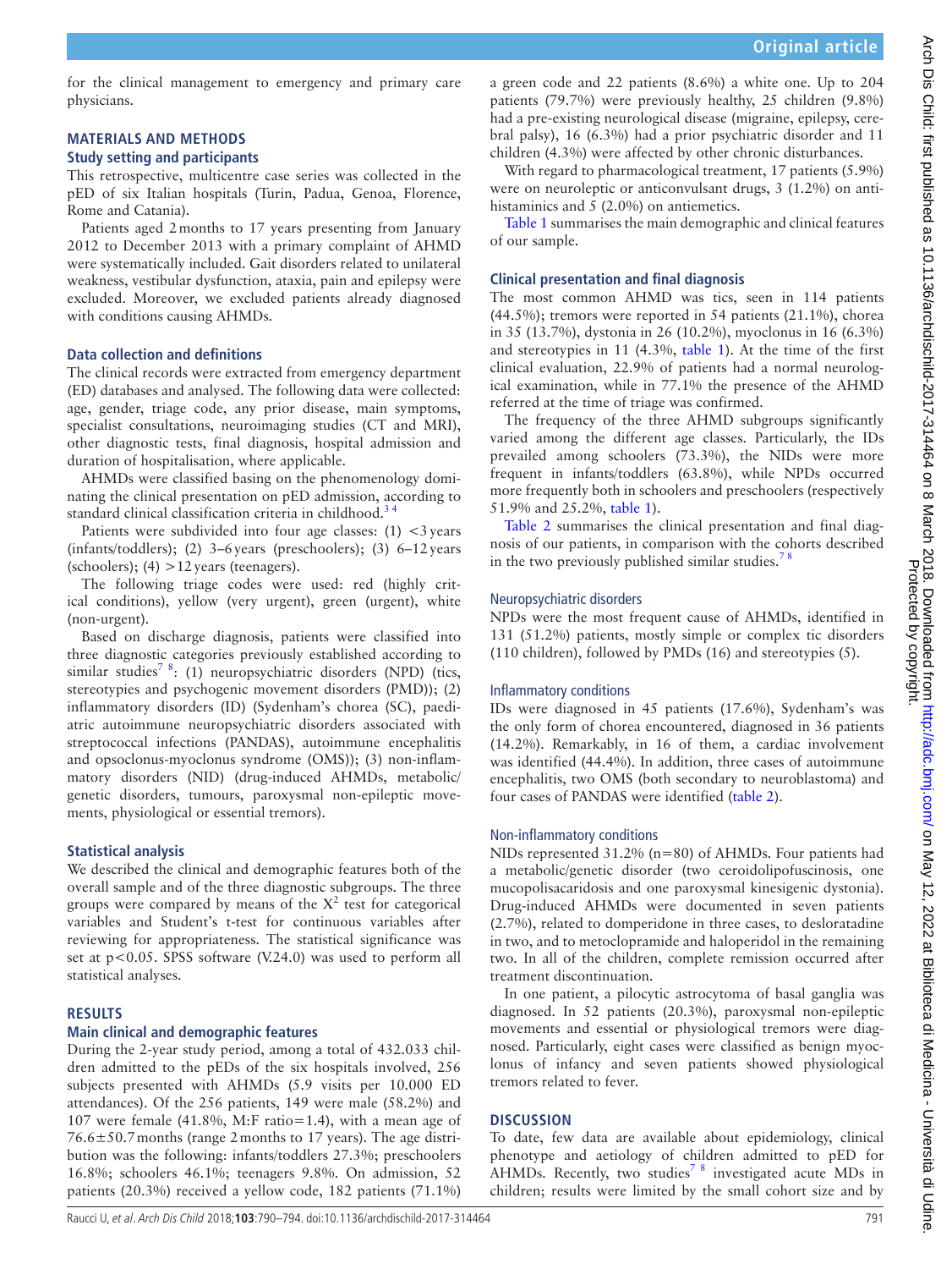for the clinical management to emergency and primary care physicians.

## MATERIALS AND METHODS

### Study setting and participants

This retrospective, multicentre case series was collected in the pED of six Italian hospitals (Turin, Padua, Genoa, Florence, Rome and Catania).

Patients aged 2 months to 17 years presenting from January 2012 to December 2013 with a primary complaint of AHMD were systematically included. Gait disorders related to unilateral weakness, vestibular dysfunction, ataxia, pain and epilepsy were excluded. Moreover, we excluded patients already diagnosed with conditions causing AHMDs.

### Data collection and definitions

The clinical records were extracted from emergency department (ED) databases and analysed. The following data were collected: age, gender, triage code, any prior disease, main symptoms, specialist consultations, neuroimaging studies (CT and MRI), other diagnostic tests, final diagnosis, hospital admission and duration of hospitalisation, where applicable.

AHMDs were classified basing on the phenomenology dominating the clinical presentation on pED admission, according to standard clinical classification criteria in childhood.[3 4]

Patients were subdivided into four age classes: (1) <3 years (infants/toddlers); (2) 3–6 years (preschoolers); (3) 6–12 years (schoolers); (4) >12 years (teenagers).

The following triage codes were used: red (highly critical conditions), yellow (very urgent), green (urgent), white (non-urgent).

Based on discharge diagnosis, patients were classified into three diagnostic categories previously established according to similar studies[7 8]: (1) neuropsychiatric disorders (NPD) (tics, stereotypies and psychogenic movement disorders (PMD)); (2) inflammatory disorders (ID) (Sydenham's chorea (SC), paediatric autoimmune neuropsychiatric disorders associated with streptococcal infections (PANDAS), autoimmune encephalitis and opsoclonus-myoclonus syndrome (OMS)); (3) non-inflammatory disorders (NID) (drug-induced AHMDs, metabolic/genetic disorders, tumours, paroxysmal non-epileptic movements, physiological or essential tremors).

### Statistical analysis

We described the clinical and demographic features both of the overall sample and of the three diagnostic subgroups. The three groups were compared by means of the $X^2$ test for categorical variables and Student's t-test for continuous variables after reviewing for appropriateness. The statistical significance was set at $p<0.05$. SPSS software (V.24.0) was used to perform all statistical analyses.

## RESULTS

### Main clinical and demographic features

During the 2-year study period, among a total of 432.033 children admitted to the pEDs of the six hospitals involved, 256 subjects presented with AHMDs (5.9 visits per 10.000 ED attendances). Of the 256 patients, 149 were male (58.2%) and 107 were female (41.8%, M:F ratio=1.4), with a mean age of 76.6±50.7 months (range 2 months to 17 years). The age distribution was the following: infants/toddlers 27.3%; preschoolers 16.8%; schoolers 46.1%; teenagers 9.8%. On admission, 52 patients (20.3%) received a yellow code, 182 patients (71.1%) a green code and 22 patients (8.6%) a white one. Up to 204 patients (79.7%) were previously healthy, 25 children (9.8%) had a pre-existing neurological disease (migraine, epilepsy, cerebral palsy), 16 (6.3%) had a prior psychiatric disorder and 11 children (4.3%) were affected by other chronic disturbances.

With regard to pharmacological treatment, 17 patients (5.9%) were on neuroleptic or anticonvulsant drugs, 3 (1.2%) on antihistaminics and 5 (2.0%) on antiemetics.

Table 1 summarises the main demographic and clinical features of our sample.

### Clinical presentation and final diagnosis

The most common AHMD was tics, seen in 114 patients (44.5%); tremors were reported in 54 patients (21.1%), chorea in 35 (13.7%), dystonia in 26 (10.2%), myoclonus in 16 (6.3%) and stereotypies in 11 (4.3%, table 1). At the time of the first clinical evaluation, 22.9% of patients had a normal neurological examination, while in 77.1% the presence of the AHMD referred at the time of triage was confirmed.

The frequency of the three AHMD subgroups significantly varied among the different age classes. Particularly, the IDs prevailed among schoolers (73.3%), the NIDs were more frequent in infants/toddlers (63.8%), while NPDs occurred more frequently both in schoolers and preschoolers (respectively 51.9% and 25.2%, table 1).

Table 2 summarises the clinical presentation and final diagnosis of our patients, in comparison with the cohorts described in the two previously published similar studies.[7 8]

#### Neuropsychiatric disorders

NPDs were the most frequent cause of AHMDs, identified in 131 (51.2%) patients, mostly simple or complex tic disorders (110 children), followed by PMDs (16) and stereotypies (5).

#### Inflammatory conditions

IDs were diagnosed in 45 patients (17.6%), Sydenham's was the only form of chorea encountered, diagnosed in 36 patients (14.2%). Remarkably, in 16 of them, a cardiac involvement was identified (44.4%). In addition, three cases of autoimmune encephalitis, two OMS (both secondary to neuroblastoma) and four cases of PANDAS were identified (table 2).

#### Non-inflammatory conditions

NIDs represented 31.2% (n=80) of AHMDs. Four patients had a metabolic/genetic disorder (two ceroidolipofuscinosis, one mucopolisacaridosis and one paroxysmal kinesigenic dystonia). Drug-induced AHMDs were documented in seven patients (2.7%), related to domperidone in three cases, to desloratadine in two, and to metoclopramide and haloperidol in the remaining two. In all of the children, complete remission occurred after treatment discontinuation.

In one patient, a pilocytic astrocytoma of basal ganglia was diagnosed. In 52 patients (20.3%), paroxysmal non-epileptic movements and essential or physiological tremors were diagnosed. Particularly, eight cases were classified as benign myoclonus of infancy and seven patients showed physiological tremors related to fever.

## DISCUSSION

To date, few data are available about epidemiology, clinical phenotype and aetiology of children admitted to pED for AHMDs. Recently, two studies[7 8] investigated acute MDs in children; results were limited by the small cohort size and by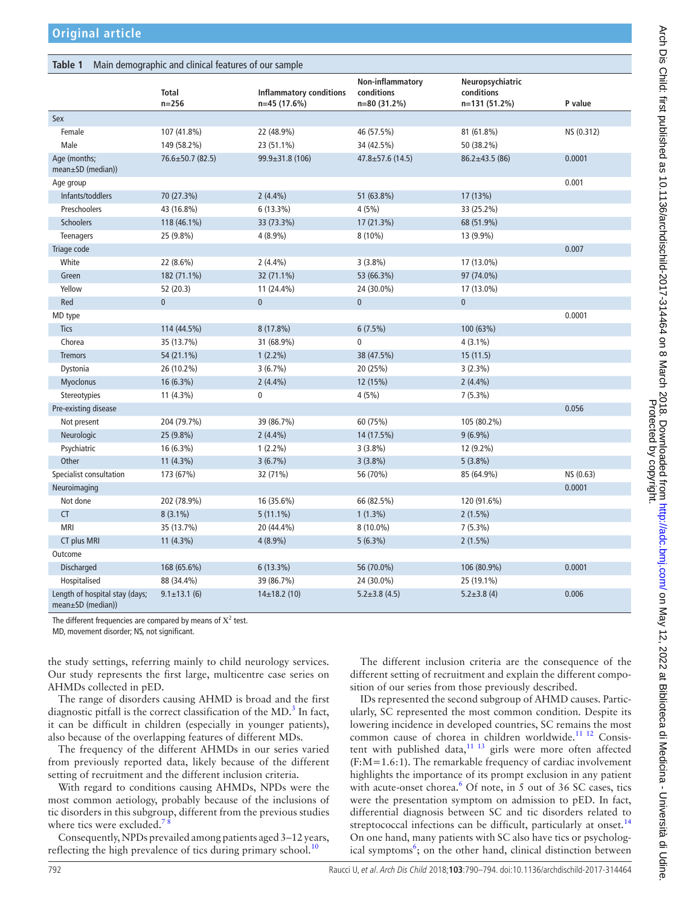**Table 1** Main demographic and clinical features of our sample

| | Total n=256 | Inflammatory conditions n=45 (17.6%) | Non-inflammatory conditions n=80 (31.2%) | Neuropsychiatric conditions n=131 (51.2%) | P value |
|---|---|---|---|---|---|
| Sex | | | | | |
| Female | 107 (41.8%) | 22 (48.9%) | 46 (57.5%) | 81 (61.8%) | NS (0.312) |
| Male | 149 (58.2%) | 23 (51.1%) | 34 (42.5%) | 50 (38.2%) | |
| Age (months; mean±SD (median)) | 76.6±50.7 (82.5) | 99.9±31.8 (106) | 47.8±57.6 (14.5) | 86.2±43.5 (86) | 0.0001 |
| Age group | | | | | 0.001 |
| Infants/toddlers | 70 (27.3%) | 2 (4.4%) | 51 (63.8%) | 17 (13%) | |
| Preschoolers | 43 (16.8%) | 6 (13.3%) | 4 (5%) | 33 (25.2%) | |
| Schoolers | 118 (46.1%) | 33 (73.3%) | 17 (21.3%) | 68 (51.9%) | |
| Teenagers | 25 (9.8%) | 4 (8.9%) | 8 (10%) | 13 (9.9%) | |
| Triage code | | | | | 0.007 |
| White | 22 (8.6%) | 2 (4.4%) | 3 (3.8%) | 17 (13.0%) | |
| Green | 182 (71.1%) | 32 (71.1%) | 53 (66.3%) | 97 (74.0%) | |
| Yellow | 52 (20.3) | 11 (24.4%) | 24 (30.0%) | 17 (13.0%) | |
| Red | 0 | 0 | 0 | 0 | |
| MD type | | | | | 0.0001 |
| Tics | 114 (44.5%) | 8 (17.8%) | 6 (7.5%) | 100 (63%) | |
| Chorea | 35 (13.7%) | 31 (68.9%) | 0 | 4 (3.1%) | |
| Tremors | 54 (21.1%) | 1 (2.2%) | 38 (47.5%) | 15 (11.5) | |
| Dystonia | 26 (10.2%) | 3 (6.7%) | 20 (25%) | 3 (2.3%) | |
| Myoclonus | 16 (6.3%) | 2 (4.4%) | 12 (15%) | 2 (4.4%) | |
| Stereotypies | 11 (4.3%) | 0 | 4 (5%) | 7 (5.3%) | |
| Pre-existing disease | | | | | 0.056 |
| Not present | 204 (79.7%) | 39 (86.7%) | 60 (75%) | 105 (80.2%) | |
| Neurologic | 25 (9.8%) | 2 (4.4%) | 14 (17.5%) | 9 (6.9%) | |
| Psychiatric | 16 (6.3%) | 1 (2.2%) | 3 (3.8%) | 12 (9.2%) | |
| Other | 11 (4.3%) | 3 (6.7%) | 3 (3.8%) | 5 (3.8%) | |
| Specialist consultation | 173 (67%) | 32 (71%) | 56 (70%) | 85 (64.9%) | NS (0.63) |
| Neuroimaging | | | | | 0.0001 |
| Not done | 202 (78.9%) | 16 (35.6%) | 66 (82.5%) | 120 (91.6%) | |
| CT | 8 (3.1%) | 5 (11.1%) | 1 (1.3%) | 2 (1.5%) | |
| MRI | 35 (13.7%) | 20 (44.4%) | 8 (10.0%) | 7 (5.3%) | |
| CT plus MRI | 11 (4.3%) | 4 (8.9%) | 5 (6.3%) | 2 (1.5%) | |
| Outcome | | | | | |
| Discharged | 168 (65.6%) | 6 (13.3%) | 56 (70.0%) | 106 (80.9%) | 0.0001 |
| Hospitalised | 88 (34.4%) | 39 (86.7%) | 24 (30.0%) | 25 (19.1%) | |
| Length of hospital stay (days; mean±SD (median)) | 9.1±13.1 (6) | 14±18.2 (10) | 5.2±3.8 (4.5) | 5.2±3.8 (4) | 0.006 |

The different frequencies are compared by means of $X^2$ test.

MD, movement disorder; NS, not significant.

the study settings, referring mainly to child neurology services. Our study represents the first large, multicentre case series on AHMDs collected in pED.

The range of disorders causing AHMD is broad and the first diagnostic pitfall is the correct classification of the MD.[3] In fact, it can be difficult in children (especially in younger patients), also because of the overlapping features of different MDs.

The frequency of the different AHMDs in our series varied from previously reported data, likely because of the different setting of recruitment and the different inclusion criteria.

With regard to conditions causing AHMDs, NPDs were the most common aetiology, probably because of the inclusions of tic disorders in this subgroup, different from the previous studies where tics were excluded.[7 8]

Consequently, NPDs prevailed among patients aged 3–12 years, reflecting the high prevalence of tics during primary school.[10]

The different inclusion criteria are the consequence of the different setting of recruitment and explain the different composition of our series from those previously described.

IDs represented the second subgroup of AHMD causes. Particularly, SC represented the most common condition. Despite its lowering incidence in developed countries, SC remains the most common cause of chorea in children worldwide.[11 12] Consistent with published data,[11 13] girls were more often affected (F:M=1.6:1). The remarkable frequency of cardiac involvement highlights the importance of its prompt exclusion in any patient with acute-onset chorea.[6] Of note, in 5 out of 36 SC cases, tics were the presentation symptom on admission to pED. In fact, differential diagnosis between SC and tic disorders related to streptococcal infections can be difficult, particularly at onset.[14] On one hand, many patients with SC also have tics or psychological symptoms[6]; on the other hand, clinical distinction between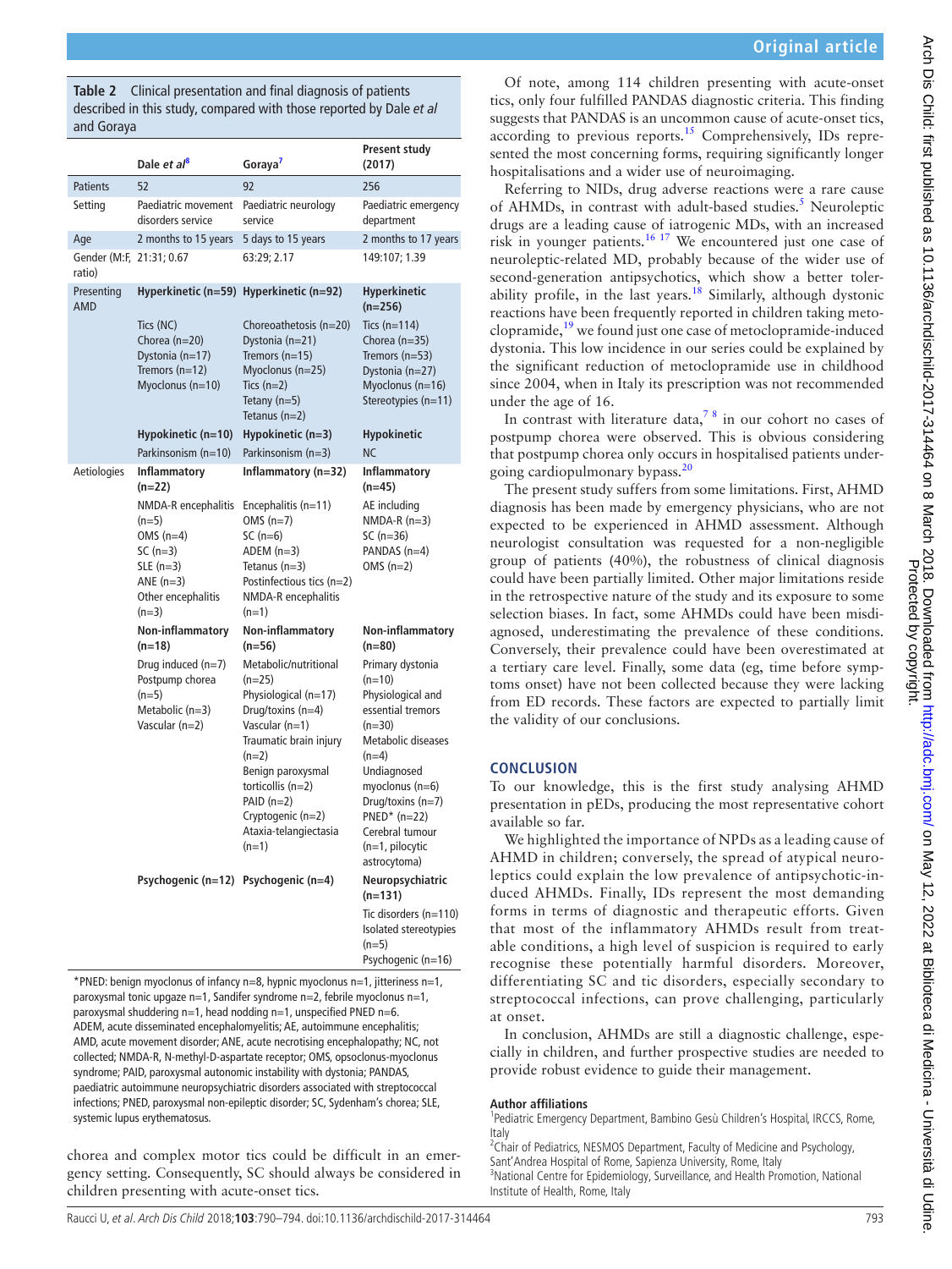**Table 2** Clinical presentation and final diagnosis of patients described in this study, compared with those reported by Dale *et al* and Goraya

| | Dale *et al*[8] | Goraya[7] | Present study (2017) |
|---|---|---|---|
| Patients | 52 | 92 | 256 |
| Setting | Paediatric movement disorders service | Paediatric neurology service | Paediatric emergency department |
| Age | 2 months to 15 years | 5 days to 15 years | 2 months to 17 years |
| Gender (M:F; ratio) | 21:31; 0.67 | 63:29; 2.17 | 149:107; 1.39 |
| Presenting AMD | **Hyperkinetic (n=59)** | **Hyperkinetic (n=92)** | **Hyperkinetic (n=256)** |
| | Tics (NC)<br>Chorea (n=20)<br>Dystonia (n=17)<br>Tremors (n=12)<br>Myoclonus (n=10) | Choreoathetosis (n=20)<br>Dystonia (n=21)<br>Tremors (n=15)<br>Myoclonus (n=25)<br>Tics (n=2)<br>Tetany (n=5)<br>Tetanus (n=2) | Tics (n=114)<br>Chorea (n=35)<br>Tremors (n=53)<br>Dystonia (n=27)<br>Myoclonus (n=16)<br>Stereotypies (n=11) |
| | **Hypokinetic (n=10)** | **Hypokinetic (n=3)** | **Hypokinetic** |
| | Parkinsonism (n=10) | Parkinsonism (n=3) | NC |
| Aetiologies | **Inflammatory (n=22)** | **Inflammatory (n=32)** | **Inflammatory (n=45)** |
| | NMDA-R encephalitis (n=5)<br>OMS (n=4)<br>SC (n=3)<br>SLE (n=3)<br>ANE (n=3)<br>Other encephalitis (n=3) | Encephalitis (n=11)<br>OMS (n=7)<br>SC (n=6)<br>ADEM (n=3)<br>Tetanus (n=3)<br>Postinfectious tics (n=2)<br>NMDA-R encephalitis (n=1) | AE including NMDA-R (n=3)<br>SC (n=36)<br>PANDAS (n=4)<br>OMS (n=2) |
| | **Non-inflammatory (n=18)** | **Non-inflammatory (n=56)** | **Non-inflammatory (n=80)** |
| | Drug induced (n=7)<br>Postpump chorea (n=5)<br>Metabolic (n=3)<br>Vascular (n=2) | Metabolic/nutritional (n=25)<br>Physiological (n=17)<br>Drug/toxins (n=4)<br>Vascular (n=1)<br>Traumatic brain injury (n=2)<br>Benign paroxysmal torticollis (n=2)<br>PAID (n=2)<br>Cryptogenic (n=2)<br>Ataxia-telangiectasia (n=1) | Primary dystonia (n=10)<br>Physiological and essential tremors (n=30)<br>Metabolic diseases (n=4)<br>Undiagnosed myoclonus (n=6)<br>Drug/toxins (n=7)<br>PNED* (n=22)<br>Cerebral tumour (n=1, pilocytic astrocytoma) |
| | **Psychogenic (n=12)** | **Psychogenic (n=4)** | **Neuropsychiatric (n=131)** |
| | | | Tic disorders (n=110)<br>Isolated stereotypies (n=5)<br>Psychogenic (n=16) |

*PNED: benign myoclonus of infancy n=8, hypnic myoclonus n=1, jitteriness n=1, paroxysmal tonic upgaze n=1, Sandifer syndrome n=2, febrile myoclonus n=1, paroxysmal shuddering n=1, head nodding n=1, unspecified PNED n=6.
ADEM, acute disseminated encephalomyelitis; AE, autoimmune encephalitis; AMD, acute movement disorder; ANE, acute necrotising encephalopathy; NC, not collected; NMDA-R, N-methyl-D-aspartate receptor; OMS, opsoclonus-myoclonus syndrome; PAID, paroxysmal autonomic instability with dystonia; PANDAS, paediatric autoimmune neuropsychiatric disorders associated with streptococcal infections; PNED, paroxysmal non-epileptic disorder; SC, Sydenham's chorea; SLE, systemic lupus erythematosus.

chorea and complex motor tics could be difficult in an emergency setting. Consequently, SC should always be considered in children presenting with acute-onset tics.

Of note, among 114 children presenting with acute-onset tics, only four fulfilled PANDAS diagnostic criteria. This finding suggests that PANDAS is an uncommon cause of acute-onset tics, according to previous reports.[15] Comprehensively, IDs represented the most concerning forms, requiring significantly longer hospitalisations and a wider use of neuroimaging.

Referring to NIDs, drug adverse reactions were a rare cause of AHMDs, in contrast with adult-based studies.[5] Neuroleptic drugs are a leading cause of iatrogenic MDs, with an increased risk in younger patients.[16 17] We encountered just one case of neuroleptic-related MD, probably because of the wider use of second-generation antipsychotics, which show a better tolerability profile, in the last years.[18] Similarly, although dystonic reactions have been frequently reported in children taking metoclopramide,[19] we found just one case of metoclopramide-induced dystonia. This low incidence in our series could be explained by the significant reduction of metoclopramide use in childhood since 2004, when in Italy its prescription was not recommended under the age of 16.

In contrast with literature data,[7 8] in our cohort no cases of postpump chorea were observed. This is obvious considering that postpump chorea only occurs in hospitalised patients undergoing cardiopulmonary bypass.[20]

The present study suffers from some limitations. First, AHMD diagnosis has been made by emergency physicians, who are not expected to be experienced in AHMD assessment. Although neurologist consultation was requested for a non-negligible group of patients (40%), the robustness of clinical diagnosis could have been partially limited. Other major limitations reside in the retrospective nature of the study and its exposure to some selection biases. In fact, some AHMDs could have been misdiagnosed, underestimating the prevalence of these conditions. Conversely, their prevalence could have been overestimated at a tertiary care level. Finally, some data (eg, time before symptoms onset) have not been collected because they were lacking from ED records. These factors are expected to partially limit the validity of our conclusions.

## CONCLUSION

To our knowledge, this is the first study analysing AHMD presentation in pEDs, producing the most representative cohort available so far.

We highlighted the importance of NPDs as a leading cause of AHMD in children; conversely, the spread of atypical neuroleptics could explain the low prevalence of antipsychotic-induced AHMDs. Finally, IDs represent the most demanding forms in terms of diagnostic and therapeutic efforts. Given that most of the inflammatory AHMDs result from treatable conditions, a high level of suspicion is required to early recognise these potentially harmful disorders. Moreover, differentiating SC and tic disorders, especially secondary to streptococcal infections, can prove challenging, particularly at onset.

In conclusion, AHMDs are still a diagnostic challenge, especially in children, and further prospective studies are needed to provide robust evidence to guide their management.

**Author affiliations**

[1]Pediatric Emergency Department, Bambino Gesù Children's Hospital, IRCCS, Rome, Italy
[2]Chair of Pediatrics, NESMOS Department, Faculty of Medicine and Psychology, Sant'Andrea Hospital of Rome, Sapienza University, Rome, Italy
[3]National Centre for Epidemiology, Surveillance, and Health Promotion, National Institute of Health, Rome, Italy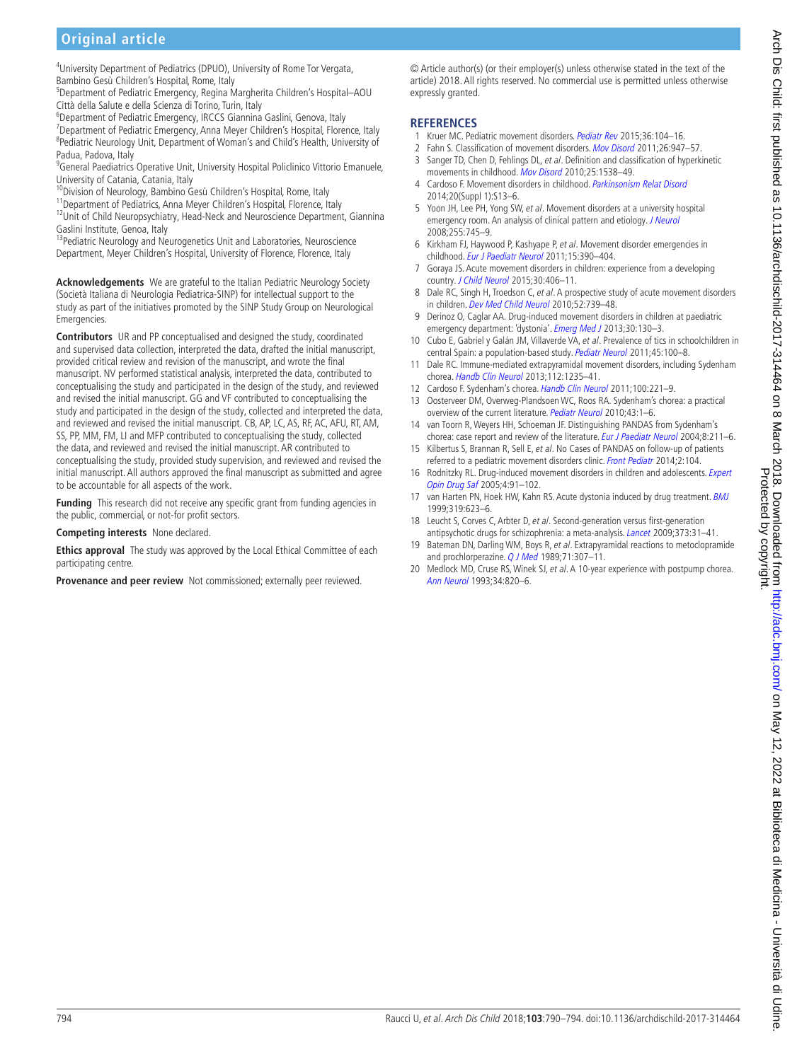[4]University Department of Pediatrics (DPUO), University of Rome Tor Vergata, Bambino Gesù Children's Hospital, Rome, Italy
[5]Department of Pediatric Emergency, Regina Margherita Children's Hospital–AOU Città della Salute e della Scienza di Torino, Turin, Italy
[6]Department of Pediatric Emergency, IRCCS Giannina Gaslini, Genova, Italy
[7]Department of Pediatric Emergency, Anna Meyer Children's Hospital, Florence, Italy
[8]Pediatric Neurology Unit, Department of Woman's and Child's Health, University of Padua, Padova, Italy
[9]General Paediatrics Operative Unit, University Hospital Policlinico Vittorio Emanuele, University of Catania, Catania, Italy
[10]Division of Neurology, Bambino Gesù Children's Hospital, Rome, Italy
[11]Department of Pediatrics, Anna Meyer Children's Hospital, Florence, Italy
[12]Unit of Child Neuropsychiatry, Head-Neck and Neuroscience Department, Giannina Gaslini Institute, Genoa, Italy
[13]Pediatric Neurology and Neurogenetics Unit and Laboratories, Neuroscience Department, Meyer Children's Hospital, University of Florence, Florence, Italy

**Acknowledgements** We are grateful to the Italian Pediatric Neurology Society (Società Italiana di Neurologia Pediatrica-SINP) for intellectual support to the study as part of the initiatives promoted by the SINP Study Group on Neurological Emergencies.

**Contributors** UR and PP conceptualised and designed the study, coordinated and supervised data collection, interpreted the data, drafted the initial manuscript, provided critical review and revision of the manuscript, and wrote the final manuscript. NV performed statistical analysis, interpreted the data, contributed to conceptualising the study and participated in the design of the study, and reviewed and revised the initial manuscript. GG and VF contributed to conceptualising the study and participated in the design of the study, collected and interpreted the data, and reviewed and revised the initial manuscript. CB, AP, LC, AS, RF, AC, AFU, RT, AM, SS, PP, MM, FM, LI and MFP contributed to conceptualising the study, collected the data, and reviewed and revised the initial manuscript. AR contributed to conceptualising the study, provided study supervision, and reviewed and revised the initial manuscript. All authors approved the final manuscript as submitted and agree to be accountable for all aspects of the work.

**Funding** This research did not receive any specific grant from funding agencies in the public, commercial, or not-for profit sectors.

**Competing interests** None declared.

**Ethics approval** The study was approved by the Local Ethical Committee of each participating centre.

**Provenance and peer review** Not commissioned; externally peer reviewed.

© Article author(s) (or their employer(s) unless otherwise stated in the text of the article) 2018. All rights reserved. No commercial use is permitted unless otherwise expressly granted.

## REFERENCES

1. Kruer MC. Pediatric movement disorders. *Pediatr Rev* 2015;36:104–16.
2. Fahn S. Classification of movement disorders. *Mov Disord* 2011;26:947–57.
3. Sanger TD, Chen D, Fehlings DL, *et al*. Definition and classification of hyperkinetic movements in childhood. *Mov Disord* 2010;25:1538–49.
4. Cardoso F. Movement disorders in childhood. *Parkinsonism Relat Disord* 2014;20(Suppl 1):S13–6.
5. Yoon JH, Lee PH, Yong SW, *et al*. Movement disorders at a university hospital emergency room. An analysis of clinical pattern and etiology. *J Neurol* 2008;255:745–9.
6. Kirkham FJ, Haywood P, Kashyape P, *et al*. Movement disorder emergencies in childhood. *Eur J Paediatr Neurol* 2011;15:390–404.
7. Goraya JS. Acute movement disorders in children: experience from a developing country. *J Child Neurol* 2015;30:406–11.
8. Dale RC, Singh H, Troedson C, *et al*. A prospective study of acute movement disorders in children. *Dev Med Child Neurol* 2010;52:739–48.
9. Derinoz O, Caglar AA. Drug-induced movement disorders in children at paediatric emergency department: 'dystonia'. *Emerg Med J* 2013;30:130–3.
10. Cubo E, Gabriel y Galán JM, Villaverde VA, *et al*. Prevalence of tics in schoolchildren in central Spain: a population-based study. *Pediatr Neurol* 2011;45:100–8.
11. Dale RC. Immune-mediated extrapyramidal movement disorders, including Sydenham chorea. *Handb Clin Neurol* 2013;112:1235–41.
12. Cardoso F. Sydenham's chorea. *Handb Clin Neurol* 2011;100:221–9.
13. Oosterveer DM, Overweg-Plandsoen WC, Roos RA. Sydenham's chorea: a practical overview of the current literature. *Pediatr Neurol* 2010;43:1–6.
14. van Toorn R, Weyers HH, Schoeman JF. Distinguishing PANDAS from Sydenham's chorea: case report and review of the literature. *Eur J Paediatr Neurol* 2004;8:211–6.
15. Kilbertus S, Brannan R, Sell E, *et al*. No Cases of PANDAS on follow-up of patients referred to a pediatric movement disorders clinic. *Front Pediatr* 2014;2:104.
16. Rodnitzky RL. Drug-induced movement disorders in children and adolescents. *Expert Opin Drug Saf* 2005;4:91–102.
17. van Harten PN, Hoek HW, Kahn RS. Acute dystonia induced by drug treatment. *BMJ* 1999;319:623–6.
18. Leucht S, Corves C, Arbter D, *et al*. Second-generation versus first-generation antipsychotic drugs for schizophrenia: a meta-analysis. *Lancet* 2009;373:31–41.
19. Bateman DN, Darling WM, Boys R, *et al*. Extrapyramidal reactions to metoclopramide and prochlorperazine. *Q J Med* 1989;71:307–11.
20. Medlock MD, Cruse RS, Winek SJ, *et al*. A 10-year experience with postpump chorea. *Ann Neurol* 1993;34:820–6.